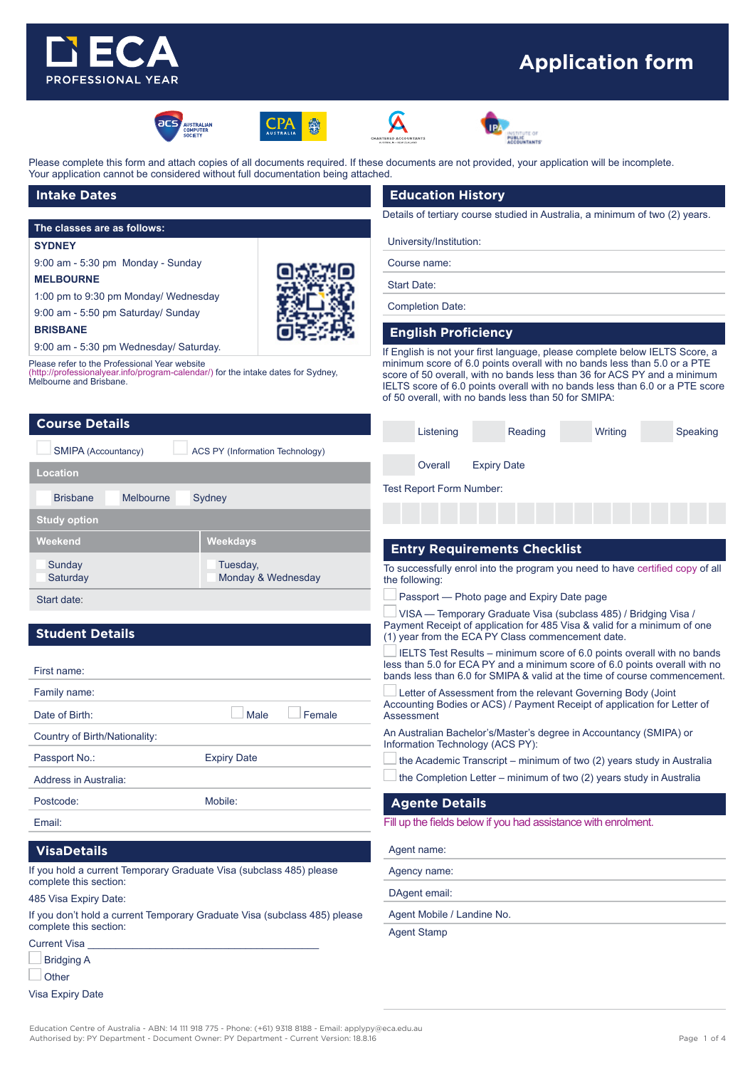# ECA PROFESSIONAL YEAR

# Application form

Please complete this form and attach copies of all documents required. If these documents are not provided, your application will be incomplete. Your application cannot be considered without full documentation being attached.

## Intake Dates

**The classes are as follows:**

**SYDNEY**

9:00 am - 5:30 pm Monday - Sunday

**MELBOURNE**

1:00 pm to 9:30 pm Monday/ Wednesday

9:00 am - 5:50 pm Saturday/ Sunday

**BRISBANE**

9:00 am - 5:30 pm Wednesday/ Saturday.

Please refer to the Professional Year website (http://professionalyear.info/program-calendar/) for the intake dates for Sydney, Melbourne and Brisbane.

## Course Details

☐ SMIPA (Accountancy) ☐ ACS PY (Information Technology)

**Location**

☐ Brisbane ☐ Melbourne ☐ Sydney

**Study option**

| Weekend | Weekdays |
| --- | --- |
| ☐ Sunday<br>☐ Saturday | ☐ Tuesday,<br>☐ Monday & Wednesday |

Start date:

## Student Details

First name:

Family name:

Date of Birth: ☐ Male ☐ Female

Country of Birth/Nationality:

Passport No.: Expiry Date

Address in Australia:

Postcode: Mobile:

Email:

## VisaDetails

If you hold a current Temporary Graduate Visa (subclass 485) please complete this section:

485 Visa Expiry Date:

If you don't hold a current Temporary Graduate Visa (subclass 485) please complete this section:

Current Visa ____________________________________________

☐ Bridging A

☐ Other

Visa Expiry Date

## Education History

Details of tertiary course studied in Australia, a minimum of two (2) years.

University/Institution:

Course name:

Start Date:

Completion Date:

## English Proficiency

If English is not your first language, please complete below IELTS Score, a minimum score of 6.0 points overall with no bands less than 5.0 or a PTE score of 50 overall, with no bands less than 36 for ACS PY and a minimum IELTS score of 6.0 points overall with no bands less than 6.0 or a PTE score of 50 overall, with no bands less than 50 for SMIPA:

☐ Listening ☐ Reading ☐ Writing ☐ Speaking

☐ Overall Expiry Date

Test Report Form Number:

## Entry Requirements Checklist

To successfully enrol into the program you need to have certified copy of all the following:

☐ Passport — Photo page and Expiry Date page

☐ VISA — Temporary Graduate Visa (subclass 485) / Bridging Visa / Payment Receipt of application for 485 Visa & valid for a minimum of one (1) year from the ECA PY Class commencement date.

☐ IELTS Test Results – minimum score of 6.0 points overall with no bands less than 5.0 for ECA PY and a minimum score of 6.0 points overall with no bands less than 6.0 for SMIPA & valid at the time of course commencement.

☐ Letter of Assessment from the relevant Governing Body (Joint Accounting Bodies or ACS) / Payment Receipt of application for Letter of Assessment

An Australian Bachelor's/Master's degree in Accountancy (SMIPA) or Information Technology (ACS PY):

☐ the Academic Transcript – minimum of two (2) years study in Australia

☐ the Completion Letter – minimum of two (2) years study in Australia

## Agente Details

Fill up the fields below if you had assistance with enrolment.

Agent name:

Agency name:

DAgent email:

Agent Mobile / Landine No.

Agent Stamp

Education Centre of Australia - ABN: 14 111 918 775 - Phone: (+61) 9318 8188 - Email: applypy@eca.edu.au
Authorised by: PY Department - Document Owner: PY Department - Current Version: 18.8.16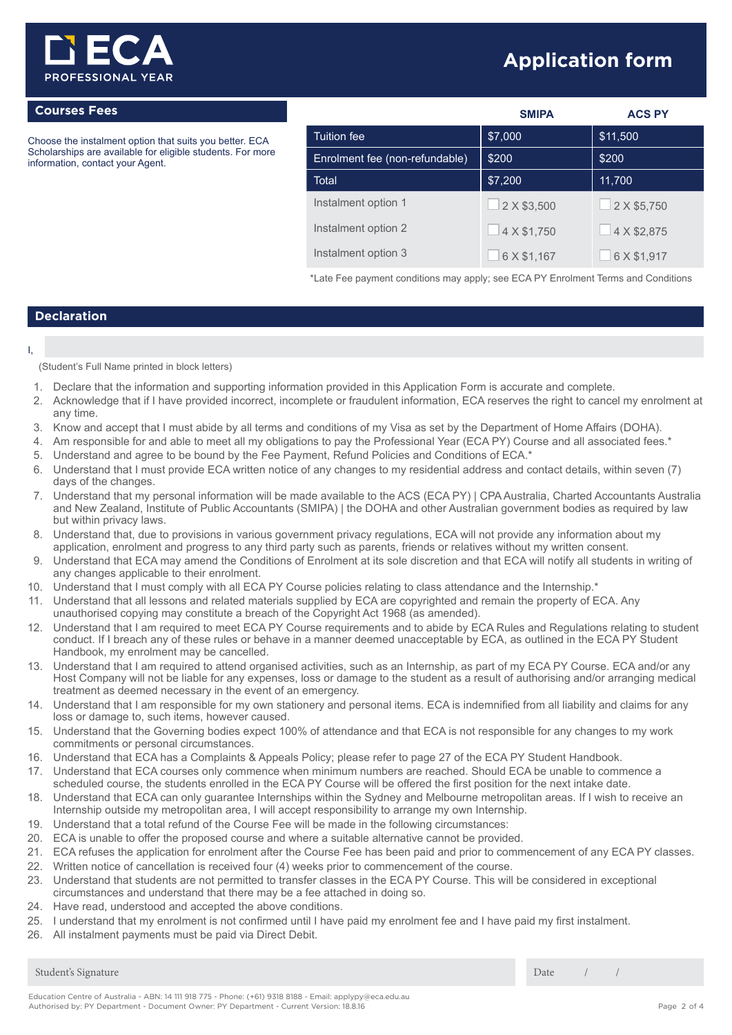# ECA PROFESSIONAL YEAR

# Application form

## Courses Fees

Choose the instalment option that suits you better. ECA Scholarships are available for eligible students. For more information, contact your Agent.

| | SMIPA | ACS PY |
|---|---|---|
| Tuition fee | $7,000 | $11,500 |
| Enrolment fee (non-refundable) | $200 | $200 |
| Total | $7,200 | 11,700 |
| Instalment option 1 | ☐ 2 X $3,500 | ☐ 2 X $5,750 |
| Instalment option 2 | ☐ 4 X $1,750 | ☐ 4 X $2,875 |
| Instalment option 3 | ☐ 6 X $1,167 | ☐ 6 X $1,917 |

*Late Fee payment conditions may apply; see ECA PY Enrolment Terms and Conditions

## Declaration

I, ______________________________

(Student's Full Name printed in block letters)

1. Declare that the information and supporting information provided in this Application Form is accurate and complete.
2. Acknowledge that if I have provided incorrect, incomplete or fraudulent information, ECA reserves the right to cancel my enrolment at any time.
3. Know and accept that I must abide by all terms and conditions of my Visa as set by the Department of Home Affairs (DOHA).
4. Am responsible for and able to meet all my obligations to pay the Professional Year (ECA PY) Course and all associated fees.*
5. Understand and agree to be bound by the Fee Payment, Refund Policies and Conditions of ECA.*
6. Understand that I must provide ECA written notice of any changes to my residential address and contact details, within seven (7) days of the changes.
7. Understand that my personal information will be made available to the ACS (ECA PY) | CPA Australia, Charted Accountants Australia and New Zealand, Institute of Public Accountants (SMIPA) | the DOHA and other Australian government bodies as required by law but within privacy laws.
8. Understand that, due to provisions in various government privacy regulations, ECA will not provide any information about my application, enrolment and progress to any third party such as parents, friends or relatives without my written consent.
9. Understand that ECA may amend the Conditions of Enrolment at its sole discretion and that ECA will notify all students in writing of any changes applicable to their enrolment.
10. Understand that I must comply with all ECA PY Course policies relating to class attendance and the Internship.*
11. Understand that all lessons and related materials supplied by ECA are copyrighted and remain the property of ECA. Any unauthorised copying may constitute a breach of the Copyright Act 1968 (as amended).
12. Understand that I am required to meet ECA PY Course requirements and to abide by ECA Rules and Regulations relating to student conduct. If I breach any of these rules or behave in a manner deemed unacceptable by ECA, as outlined in the ECA PY Student Handbook, my enrolment may be cancelled.
13. Understand that I am required to attend organised activities, such as an Internship, as part of my ECA PY Course. ECA and/or any Host Company will not be liable for any expenses, loss or damage to the student as a result of authorising and/or arranging medical treatment as deemed necessary in the event of an emergency.
14. Understand that I am responsible for my own stationery and personal items. ECA is indemnified from all liability and claims for any loss or damage to, such items, however caused.
15. Understand that the Governing bodies expect 100% of attendance and that ECA is not responsible for any changes to my work commitments or personal circumstances.
16. Understand that ECA has a Complaints & Appeals Policy; please refer to page 27 of the ECA PY Student Handbook.
17. Understand that ECA courses only commence when minimum numbers are reached. Should ECA be unable to commence a scheduled course, the students enrolled in the ECA PY Course will be offered the first position for the next intake date.
18. Understand that ECA can only guarantee Internships within the Sydney and Melbourne metropolitan areas. If I wish to receive an Internship outside my metropolitan area, I will accept responsibility to arrange my own Internship.
19. Understand that a total refund of the Course Fee will be made in the following circumstances:
20. ECA is unable to offer the proposed course and where a suitable alternative cannot be provided.
21. ECA refuses the application for enrolment after the Course Fee has been paid and prior to commencement of any ECA PY classes.
22. Written notice of cancellation is received four (4) weeks prior to commencement of the course.
23. Understand that students are not permitted to transfer classes in the ECA PY Course. This will be considered in exceptional circumstances and understand that there may be a fee attached in doing so.
24. Have read, understood and accepted the above conditions.
25. I understand that my enrolment is not confirmed until I have paid my enrolment fee and I have paid my first instalment.
26. All instalment payments must be paid via Direct Debit.

Student's Signature ______________________________ Date ____ / ____ / ____

Education Centre of Australia - ABN: 14 111 918 775 - Phone: (+61) 9318 8188 - Email: applypy@eca.edu.au
Authorised by: PY Department - Document Owner: PY Department - Current Version: 18.8.16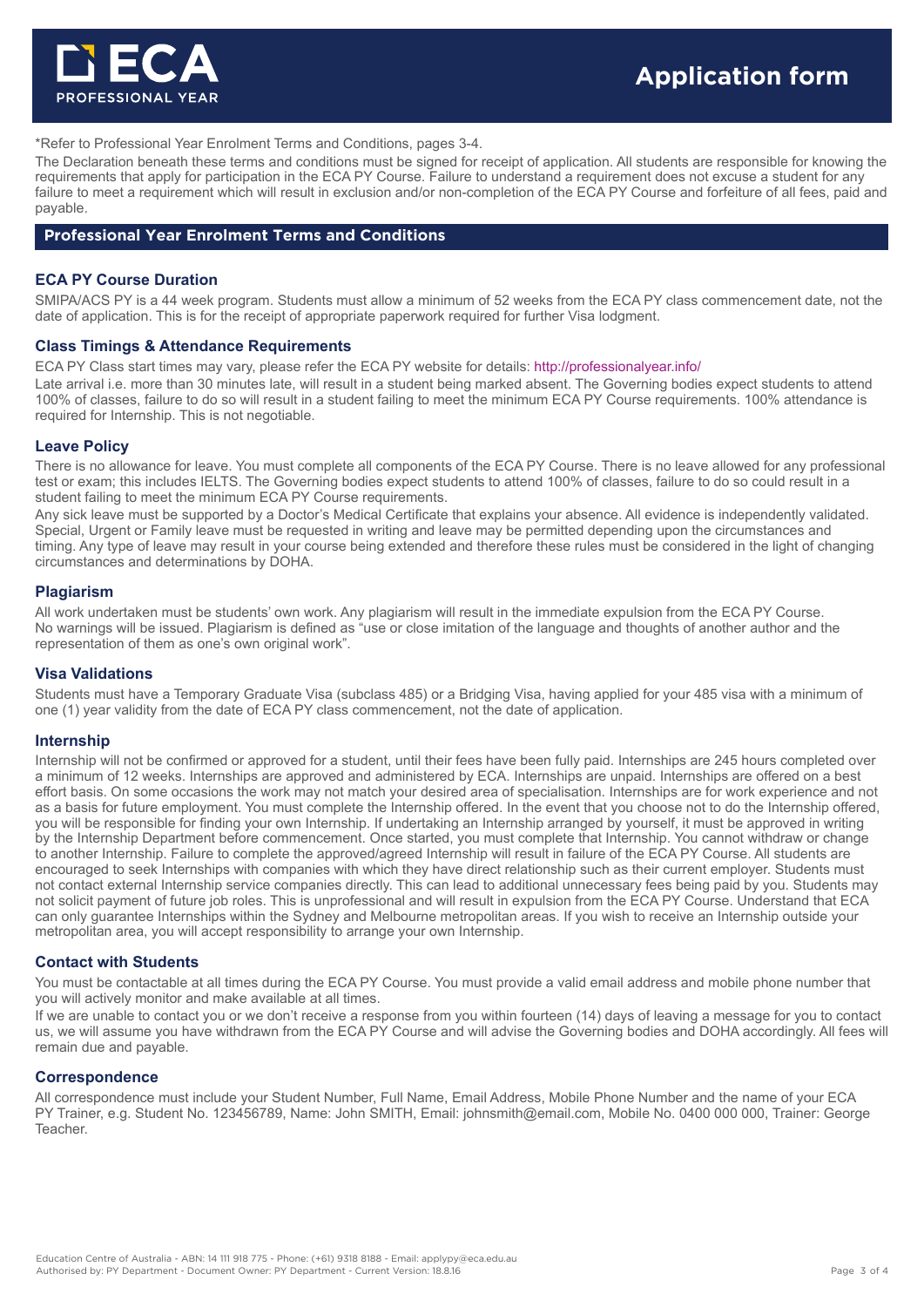ECA PROFESSIONAL YEAR

# Application form

*Refer to Professional Year Enrolment Terms and Conditions, pages 3-4.

The Declaration beneath these terms and conditions must be signed for receipt of application. All students are responsible for knowing the requirements that apply for participation in the ECA PY Course. Failure to understand a requirement does not excuse a student for any failure to meet a requirement which will result in exclusion and/or non-completion of the ECA PY Course and forfeiture of all fees, paid and payable.

## Professional Year Enrolment Terms and Conditions

### ECA PY Course Duration

SMIPA/ACS PY is a 44 week program. Students must allow a minimum of 52 weeks from the ECA PY class commencement date, not the date of application. This is for the receipt of appropriate paperwork required for further Visa lodgment.

### Class Timings & Attendance Requirements

ECA PY Class start times may vary, please refer the ECA PY website for details: http://professionalyear.info/

Late arrival i.e. more than 30 minutes late, will result in a student being marked absent. The Governing bodies expect students to attend 100% of classes, failure to do so will result in a student failing to meet the minimum ECA PY Course requirements. 100% attendance is required for Internship. This is not negotiable.

### Leave Policy

There is no allowance for leave. You must complete all components of the ECA PY Course. There is no leave allowed for any professional test or exam; this includes IELTS. The Governing bodies expect students to attend 100% of classes, failure to do so could result in a student failing to meet the minimum ECA PY Course requirements.

Any sick leave must be supported by a Doctor's Medical Certificate that explains your absence. All evidence is independently validated. Special, Urgent or Family leave must be requested in writing and leave may be permitted depending upon the circumstances and timing. Any type of leave may result in your course being extended and therefore these rules must be considered in the light of changing circumstances and determinations by DOHA.

### Plagiarism

All work undertaken must be students' own work. Any plagiarism will result in the immediate expulsion from the ECA PY Course. No warnings will be issued. Plagiarism is defined as "use or close imitation of the language and thoughts of another author and the representation of them as one's own original work".

### Visa Validations

Students must have a Temporary Graduate Visa (subclass 485) or a Bridging Visa, having applied for your 485 visa with a minimum of one (1) year validity from the date of ECA PY class commencement, not the date of application.

### Internship

Internship will not be confirmed or approved for a student, until their fees have been fully paid. Internships are 245 hours completed over a minimum of 12 weeks. Internships are approved and administered by ECA. Internships are unpaid. Internships are offered on a best effort basis. On some occasions the work may not match your desired area of specialisation. Internships are for work experience and not as a basis for future employment. You must complete the Internship offered. In the event that you choose not to do the Internship offered, you will be responsible for finding your own Internship. If undertaking an Internship arranged by yourself, it must be approved in writing by the Internship Department before commencement. Once started, you must complete that Internship. You cannot withdraw or change to another Internship. Failure to complete the approved/agreed Internship will result in failure of the ECA PY Course. All students are encouraged to seek Internships with companies with which they have direct relationship such as their current employer. Students must not contact external Internship service companies directly. This can lead to additional unnecessary fees being paid by you. Students may not solicit payment of future job roles. This is unprofessional and will result in expulsion from the ECA PY Course. Understand that ECA can only guarantee Internships within the Sydney and Melbourne metropolitan areas. If you wish to receive an Internship outside your metropolitan area, you will accept responsibility to arrange your own Internship.

### Contact with Students

You must be contactable at all times during the ECA PY Course. You must provide a valid email address and mobile phone number that you will actively monitor and make available at all times.

If we are unable to contact you or we don't receive a response from you within fourteen (14) days of leaving a message for you to contact us, we will assume you have withdrawn from the ECA PY Course and will advise the Governing bodies and DOHA accordingly. All fees will remain due and payable.

### Correspondence

All correspondence must include your Student Number, Full Name, Email Address, Mobile Phone Number and the name of your ECA PY Trainer, e.g. Student No. 123456789, Name: John SMITH, Email: johnsmith@email.com, Mobile No. 0400 000 000, Trainer: George Teacher.

Education Centre of Australia - ABN: 14 111 918 775 - Phone: (+61) 9318 8188 - Email: applypy@eca.edu.au
Authorised by: PY Department - Document Owner: PY Department - Current Version: 18.8.16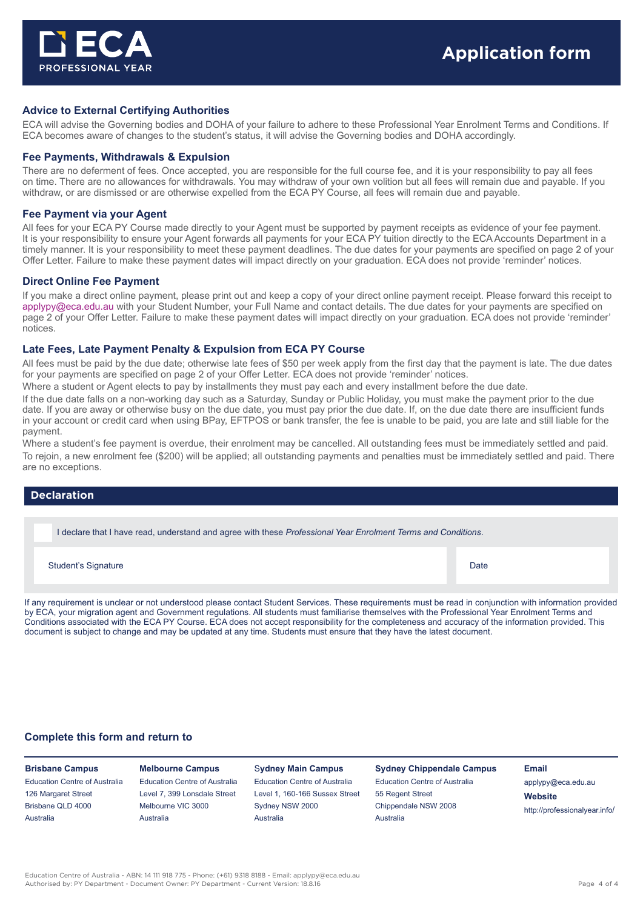# Application form

## Advice to External Certifying Authorities

ECA will advise the Governing bodies and DOHA of your failure to adhere to these Professional Year Enrolment Terms and Conditions. If ECA becomes aware of changes to the student's status, it will advise the Governing bodies and DOHA accordingly.

## Fee Payments, Withdrawals & Expulsion

There are no deferment of fees. Once accepted, you are responsible for the full course fee, and it is your responsibility to pay all fees on time. There are no allowances for withdrawals. You may withdraw of your own volition but all fees will remain due and payable. If you withdraw, or are dismissed or are otherwise expelled from the ECA PY Course, all fees will remain due and payable.

## Fee Payment via your Agent

All fees for your ECA PY Course made directly to your Agent must be supported by payment receipts as evidence of your fee payment. It is your responsibility to ensure your Agent forwards all payments for your ECA PY tuition directly to the ECA Accounts Department in a timely manner. It is your responsibility to meet these payment deadlines. The due dates for your payments are specified on page 2 of your Offer Letter. Failure to make these payment dates will impact directly on your graduation. ECA does not provide 'reminder' notices.

## Direct Online Fee Payment

If you make a direct online payment, please print out and keep a copy of your direct online payment receipt. Please forward this receipt to applypy@eca.edu.au with your Student Number, your Full Name and contact details. The due dates for your payments are specified on page 2 of your Offer Letter. Failure to make these payment dates will impact directly on your graduation. ECA does not provide 'reminder' notices.

## Late Fees, Late Payment Penalty & Expulsion from ECA PY Course

All fees must be paid by the due date; otherwise late fees of $50 per week apply from the first day that the payment is late. The due dates for your payments are specified on page 2 of your Offer Letter. ECA does not provide 'reminder' notices.

Where a student or Agent elects to pay by installments they must pay each and every installment before the due date.

If the due date falls on a non-working day such as a Saturday, Sunday or Public Holiday, you must make the payment prior to the due date. If you are away or otherwise busy on the due date, you must pay prior the due date. If, on the due date there are insufficient funds in your account or credit card when using BPay, EFTPOS or bank transfer, the fee is unable to be paid, you are late and still liable for the payment.

Where a student's fee payment is overdue, their enrolment may be cancelled. All outstanding fees must be immediately settled and paid. To rejoin, a new enrolment fee ($200) will be applied; all outstanding payments and penalties must be immediately settled and paid. There are no exceptions.

## Declaration

☐ I declare that I have read, understand and agree with these *Professional Year Enrolment Terms and Conditions*.

| Student's Signature | Date |
|---|---|

If any requirement is unclear or not understood please contact Student Services. These requirements must be read in conjunction with information provided by ECA, your migration agent and Government regulations. All students must familiarise themselves with the Professional Year Enrolment Terms and Conditions associated with the ECA PY Course. ECA does not accept responsibility for the completeness and accuracy of the information provided. This document is subject to change and may be updated at any time. Students must ensure that they have the latest document.

## Complete this form and return to

**Brisbane Campus**
Education Centre of Australia
126 Margaret Street
Brisbane QLD 4000
Australia

**Melbourne Campus**
Education Centre of Australia
Level 7, 399 Lonsdale Street
Melbourne VIC 3000
Australia

**Sydney Main Campus**
Education Centre of Australia
Level 1, 160-166 Sussex Street
Sydney NSW 2000
Australia

**Sydney Chippendale Campus**
Education Centre of Australia
55 Regent Street
Chippendale NSW 2008
Australia

**Email**
applypy@eca.edu.au

**Website**
http://professionalyear.info/

Education Centre of Australia - ABN: 14 111 918 775 - Phone: (+61) 9318 8188 - Email: applypy@eca.edu.au
Authorised by: PY Department - Document Owner: PY Department - Current Version: 18.8.16